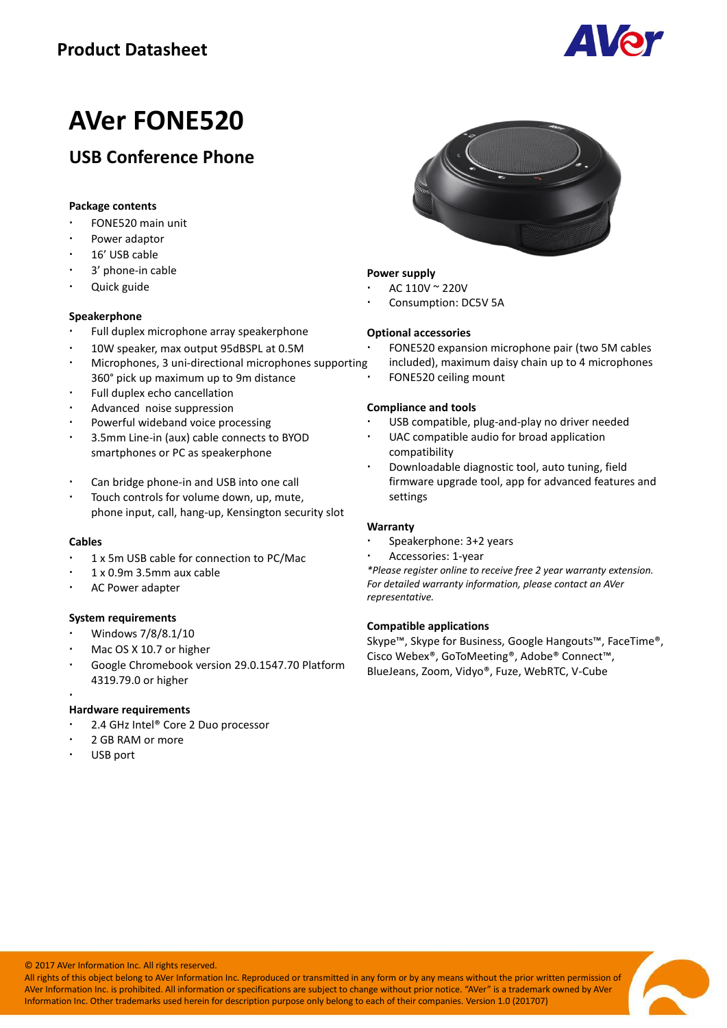Product Datasheet

# AVer FONE520

## USB Conference Phone

### Package contents

- FONE520 main unit
- Power adaptor
- 16' USB cable
- 3' phone-in cable
- Quick guide

### Speakerphone

- Full duplex microphone array speakerphone
- 10W speaker, max output 95dBSPL at 0.5M
- Microphones, 3 uni-directional microphones supporting 360° pick up maximum up to 9m distance
- Full duplex echo cancellation
- Advanced noise suppression
- Powerful wideband voice processing
- 3.5mm Line-in (aux) cable connects to BYOD smartphones or PC as speakerphone
- Can bridge phone-in and USB into one call
- Touch controls for volume down, up, mute, phone input, call, hang-up, Kensington security slot

### Cables

- 1 x 5m USB cable for connection to PC/Mac
- 1 x 0.9m 3.5mm aux cable
- AC Power adapter

### System requirements

- Windows 7/8/8.1/10
- Mac OS X 10.7 or higher
- Google Chromebook version 29.0.1547.70 Platform 4319.79.0 or higher

### Hardware requirements

- 2.4 GHz Intel® Core 2 Duo processor
- 2 GB RAM or more
- USB port

### Power supply

- AC 110V ~ 220V
- Consumption: DC5V 5A

### Optional accessories

- FONE520 expansion microphone pair (two 5M cables included), maximum daisy chain up to 4 microphones
- FONE520 ceiling mount

### Compliance and tools

- USB compatible, plug-and-play no driver needed
- UAC compatible audio for broad application compatibility
- Downloadable diagnostic tool, auto tuning, field firmware upgrade tool, app for advanced features and settings

### Warranty

- Speakerphone: 3+2 years
- Accessories: 1-year

*\*Please register online to receive free 2 year warranty extension. For detailed warranty information, please contact an AVer representative.*

### Compatible applications

Skype™, Skype for Business, Google Hangouts™, FaceTime®, Cisco Webex®, GoToMeeting®, Adobe® Connect™, BlueJeans, Zoom, Vidyo®, Fuze, WebRTC, V-Cube

© 2017 AVer Information Inc. All rights reserved.
All rights of this object belong to AVer Information Inc. Reproduced or transmitted in any form or by any means without the prior written permission of AVer Information Inc. is prohibited. All information or specifications are subject to change without prior notice. "AVer" is a trademark owned by AVer Information Inc. Other trademarks used herein for description purpose only belong to each of their companies. Version 1.0 (201707)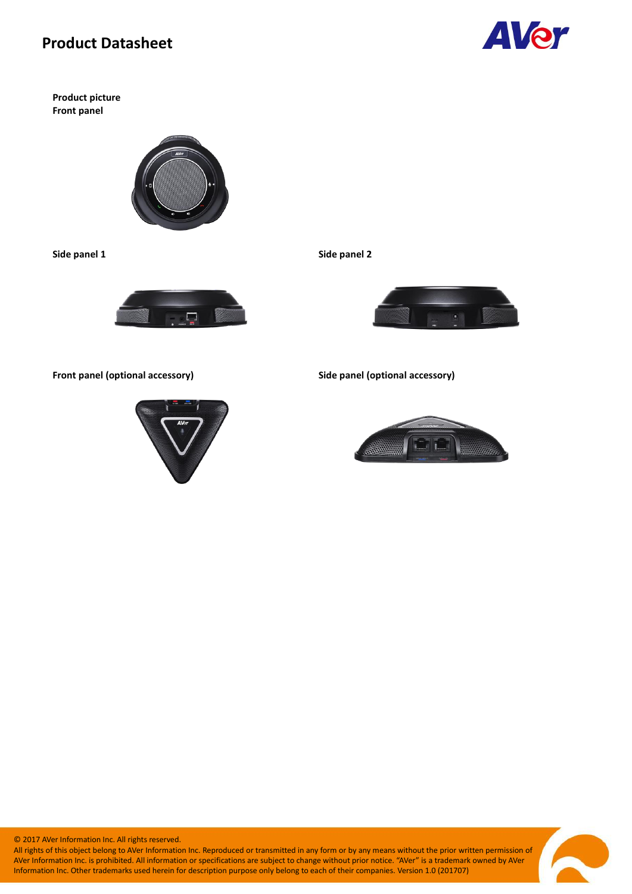**Product picture**
**Front panel**

**Side panel 1**

**Side panel 2**

**Front panel (optional accessory)**

**Side panel (optional accessory)**

© 2017 AVer Information Inc. All rights reserved.
All rights of this object belong to AVer Information Inc. Reproduced or transmitted in any form or by any means without the prior written permission of AVer Information Inc. is prohibited. All information or specifications are subject to change without prior notice. "AVer" is a trademark owned by AVer Information Inc. Other trademarks used herein for description purpose only belong to each of their companies. Version 1.0 (201707)